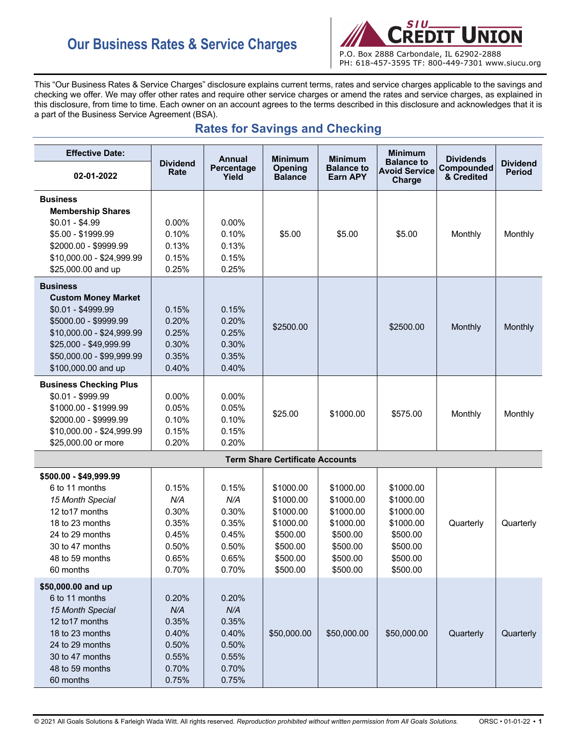# Our Business Rates & Service Charges

SIU Credit Union
P.O. Box 2888 Carbondale, IL 62902-2888
PH: 618-457-3595 TF: 800-449-7301 www.siucu.org

This "Our Business Rates & Service Charges" disclosure explains current terms, rates and service charges applicable to the savings and checking we offer. We may offer other rates and require other service charges or amend the rates and service charges, as explained in this disclosure, from time to time. Each owner on an account agrees to the terms described in this disclosure and acknowledges that it is a part of the Business Service Agreement (BSA).

## Rates for Savings and Checking

| Effective Date: 02-01-2022 | Dividend Rate | Annual Percentage Yield | Minimum Opening Balance | Minimum Balance to Earn APY | Minimum Balance to Avoid Service Charge | Dividends Compounded & Credited | Dividend Period |
|---|---|---|---|---|---|---|---|
| **Business Membership Shares** | | | $5.00 | $5.00 | $5.00 | Monthly | Monthly |
| $0.01 - $4.99 | 0.00% | 0.00% | | | | | |
| $5.00 - $1999.99 | 0.10% | 0.10% | | | | | |
| $2000.00 - $9999.99 | 0.13% | 0.13% | | | | | |
| $10,000.00 - $24,999.99 | 0.15% | 0.15% | | | | | |
| $25,000.00 and up | 0.25% | 0.25% | | | | | |
| **Business Custom Money Market** | | | $2500.00 | | $2500.00 | Monthly | Monthly |
| $0.01 - $4999.99 | 0.15% | 0.15% | | | | | |
| $5000.00 - $9999.99 | 0.20% | 0.20% | | | | | |
| $10,000.00 - $24,999.99 | 0.25% | 0.25% | | | | | |
| $25,000 - $49,999.99 | 0.30% | 0.30% | | | | | |
| $50,000.00 - $99,999.99 | 0.35% | 0.35% | | | | | |
| $100,000.00 and up | 0.40% | 0.40% | | | | | |
| **Business Checking Plus** | | | $25.00 | $1000.00 | $575.00 | Monthly | Monthly |
| $0.01 - $999.99 | 0.00% | 0.00% | | | | | |
| $1000.00 - $1999.99 | 0.05% | 0.05% | | | | | |
| $2000.00 - $9999.99 | 0.10% | 0.10% | | | | | |
| $10,000.00 - $24,999.99 | 0.15% | 0.15% | | | | | |
| $25,000.00 or more | 0.20% | 0.20% | | | | | |
| **Term Share Certificate Accounts** | | | | | | | |
| **$500.00 - $49,999.99** | | | | | | Quarterly | Quarterly |
| 6 to 11 months | 0.15% | 0.15% | $1000.00 | $1000.00 | $1000.00 | | |
| *15 Month Special* | *N/A* | *N/A* | $1000.00 | $1000.00 | $1000.00 | | |
| 12 to17 months | 0.30% | 0.30% | $1000.00 | $1000.00 | $1000.00 | | |
| 18 to 23 months | 0.35% | 0.35% | $1000.00 | $1000.00 | $1000.00 | | |
| 24 to 29 months | 0.45% | 0.45% | $500.00 | $500.00 | $500.00 | | |
| 30 to 47 months | 0.50% | 0.50% | $500.00 | $500.00 | $500.00 | | |
| 48 to 59 months | 0.65% | 0.65% | $500.00 | $500.00 | $500.00 | | |
| 60 months | 0.70% | 0.70% | $500.00 | $500.00 | $500.00 | | |
| **$50,000.00 and up** | | | $50,000.00 | $50,000.00 | $50,000.00 | Quarterly | Quarterly |
| 6 to 11 months | 0.20% | 0.20% | | | | | |
| *15 Month Special* | *N/A* | *N/A* | | | | | |
| 12 to17 months | 0.35% | 0.35% | | | | | |
| 18 to 23 months | 0.40% | 0.40% | | | | | |
| 24 to 29 months | 0.50% | 0.50% | | | | | |
| 30 to 47 months | 0.55% | 0.55% | | | | | |
| 48 to 59 months | 0.70% | 0.70% | | | | | |
| 60 months | 0.75% | 0.75% | | | | | |

© 2021 All Goals Solutions & Farleigh Wada Witt. All rights reserved. *Reproduction prohibited without written permission from All Goals Solutions.* ORSC • 01-01-22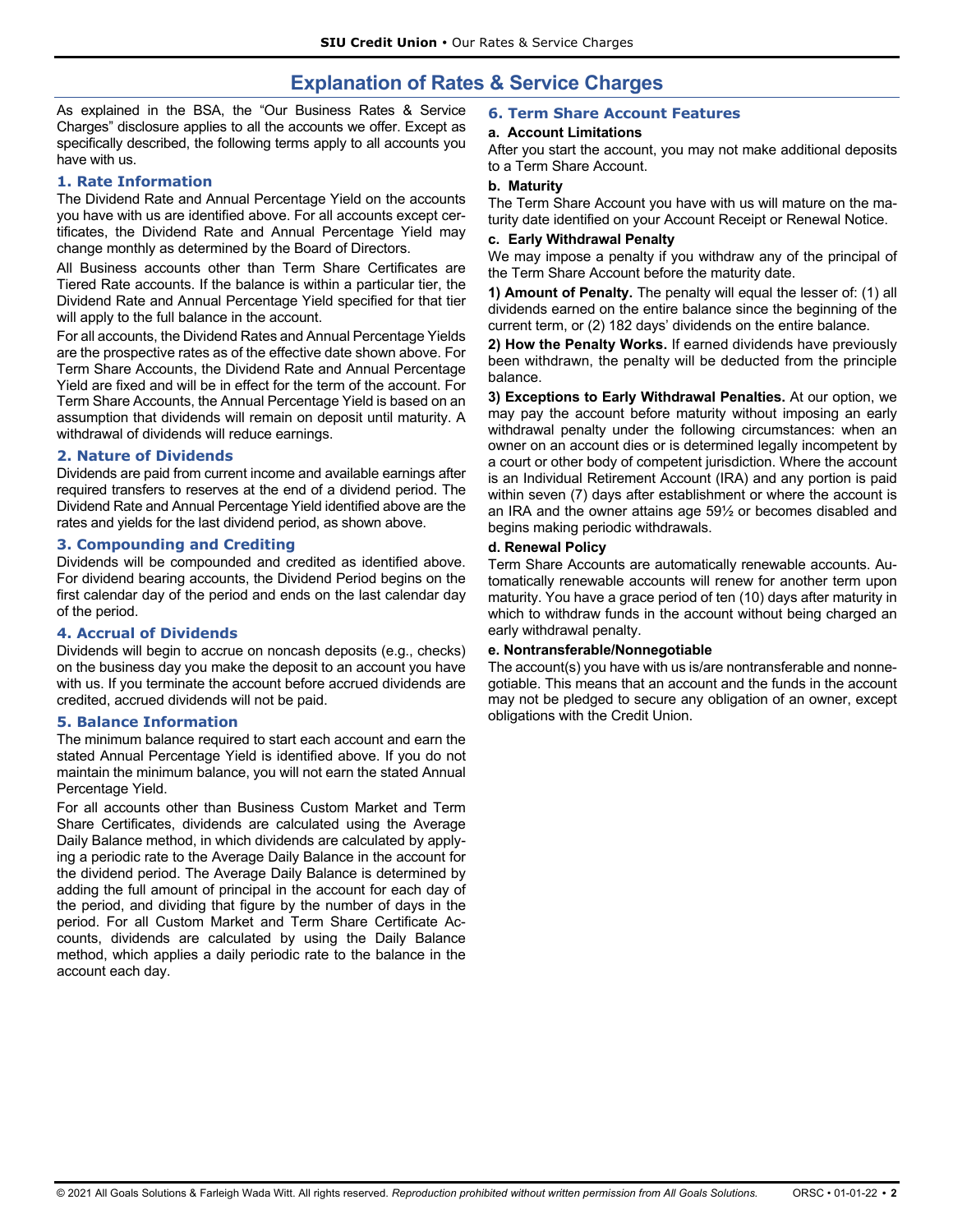# Explanation of Rates & Service Charges

As explained in the BSA, the "Our Business Rates & Service Charges" disclosure applies to all the accounts we offer. Except as specifically described, the following terms apply to all accounts you have with us.

## 1. Rate Information

The Dividend Rate and Annual Percentage Yield on the accounts you have with us are identified above. For all accounts except certificates, the Dividend Rate and Annual Percentage Yield may change monthly as determined by the Board of Directors.

All Business accounts other than Term Share Certificates are Tiered Rate accounts. If the balance is within a particular tier, the Dividend Rate and Annual Percentage Yield specified for that tier will apply to the full balance in the account.

For all accounts, the Dividend Rates and Annual Percentage Yields are the prospective rates as of the effective date shown above. For Term Share Accounts, the Dividend Rate and Annual Percentage Yield are fixed and will be in effect for the term of the account. For Term Share Accounts, the Annual Percentage Yield is based on an assumption that dividends will remain on deposit until maturity. A withdrawal of dividends will reduce earnings.

## 2. Nature of Dividends

Dividends are paid from current income and available earnings after required transfers to reserves at the end of a dividend period. The Dividend Rate and Annual Percentage Yield identified above are the rates and yields for the last dividend period, as shown above.

## 3. Compounding and Crediting

Dividends will be compounded and credited as identified above. For dividend bearing accounts, the Dividend Period begins on the first calendar day of the period and ends on the last calendar day of the period.

## 4. Accrual of Dividends

Dividends will begin to accrue on noncash deposits (e.g., checks) on the business day you make the deposit to an account you have with us. If you terminate the account before accrued dividends are credited, accrued dividends will not be paid.

## 5. Balance Information

The minimum balance required to start each account and earn the stated Annual Percentage Yield is identified above. If you do not maintain the minimum balance, you will not earn the stated Annual Percentage Yield.

For all accounts other than Business Custom Market and Term Share Certificates, dividends are calculated using the Average Daily Balance method, in which dividends are calculated by applying a periodic rate to the Average Daily Balance in the account for the dividend period. The Average Daily Balance is determined by adding the full amount of principal in the account for each day of the period, and dividing that figure by the number of days in the period. For all Custom Market and Term Share Certificate Accounts, dividends are calculated by using the Daily Balance method, which applies a daily periodic rate to the balance in the account each day.

## 6. Term Share Account Features

### a. Account Limitations

After you start the account, you may not make additional deposits to a Term Share Account.

### b. Maturity

The Term Share Account you have with us will mature on the maturity date identified on your Account Receipt or Renewal Notice.

### c. Early Withdrawal Penalty

We may impose a penalty if you withdraw any of the principal of the Term Share Account before the maturity date.

**1) Amount of Penalty.** The penalty will equal the lesser of: (1) all dividends earned on the entire balance since the beginning of the current term, or (2) 182 days' dividends on the entire balance.

**2) How the Penalty Works.** If earned dividends have previously been withdrawn, the penalty will be deducted from the principle balance.

**3) Exceptions to Early Withdrawal Penalties.** At our option, we may pay the account before maturity without imposing an early withdrawal penalty under the following circumstances: when an owner on an account dies or is determined legally incompetent by a court or other body of competent jurisdiction. Where the account is an Individual Retirement Account (IRA) and any portion is paid within seven (7) days after establishment or where the account is an IRA and the owner attains age 59½ or becomes disabled and begins making periodic withdrawals.

### d. Renewal Policy

Term Share Accounts are automatically renewable accounts. Automatically renewable accounts will renew for another term upon maturity. You have a grace period of ten (10) days after maturity in which to withdraw funds in the account without being charged an early withdrawal penalty.

### e. Nontransferable/Nonnegotiable

The account(s) you have with us is/are nontransferable and nonnegotiable. This means that an account and the funds in the account may not be pledged to secure any obligation of an owner, except obligations with the Credit Union.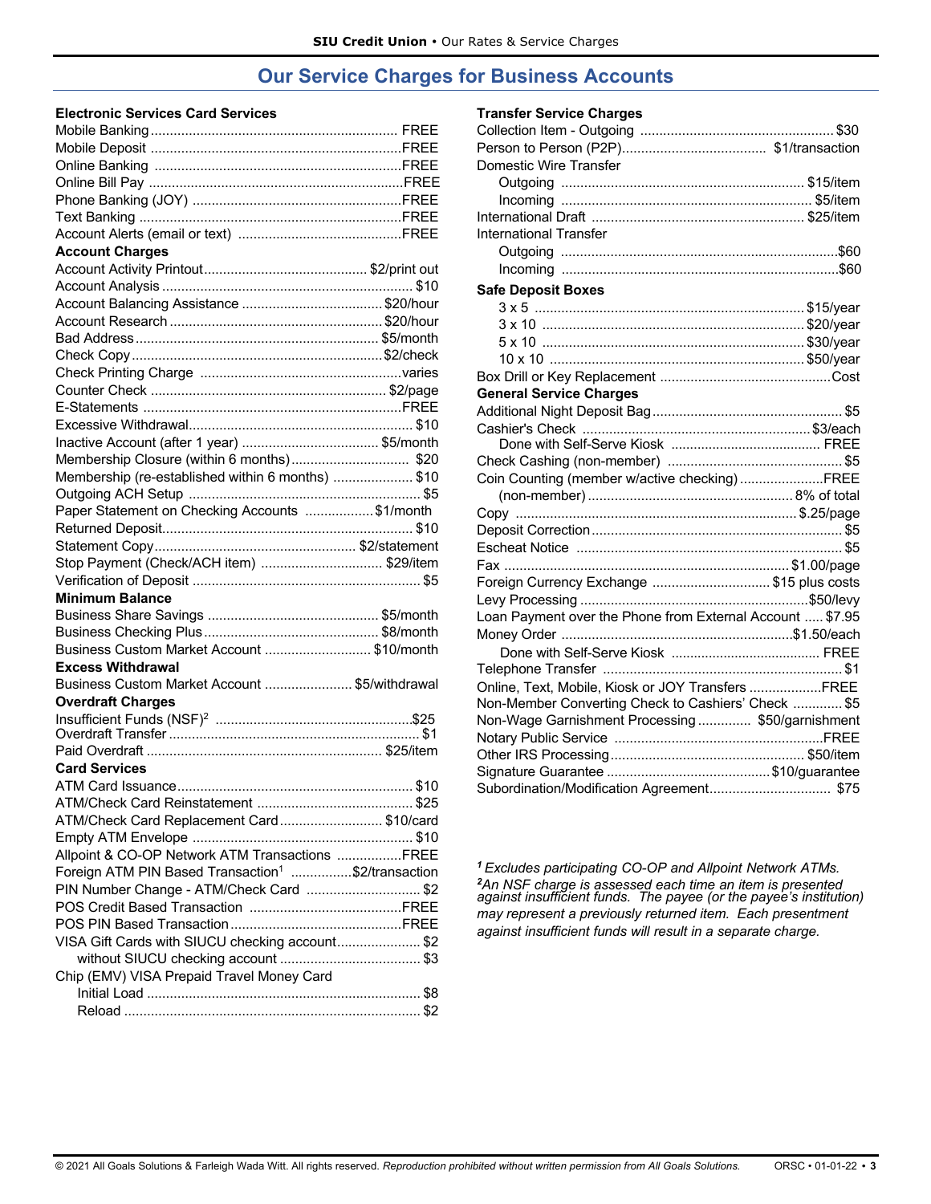## Our Service Charges for Business Accounts

### Electronic Services Card Services

| | |
|---|---|
| Mobile Banking | FREE |
| Mobile Deposit | FREE |
| Online Banking | FREE |
| Online Bill Pay | FREE |
| Phone Banking (JOY) | FREE |
| Text Banking | FREE |
| Account Alerts (email or text) | FREE |

### Account Charges

| | |
|---|---|
| Account Activity Printout | $2/print out |
| Account Analysis | $10 |
| Account Balancing Assistance | $20/hour |
| Account Research | $20/hour |
| Bad Address | $5/month |
| Check Copy | $2/check |
| Check Printing Charge | varies |
| Counter Check | $2/page |
| E-Statements | FREE |
| Excessive Withdrawal | $10 |
| Inactive Account (after 1 year) | $5/month |
| Membership Closure (within 6 months) | $20 |
| Membership (re-established within 6 months) | $10 |
| Outgoing ACH Setup | $5 |
| Paper Statement on Checking Accounts | $1/month |
| Returned Deposit | $10 |
| Statement Copy | $2/statement |
| Stop Payment (Check/ACH item) | $29/item |
| Verification of Deposit | $5 |

### Minimum Balance

| | |
|---|---|
| Business Share Savings | $5/month |
| Business Checking Plus | $8/month |
| Business Custom Market Account | $10/month |

### Excess Withdrawal

| | |
|---|---|
| Business Custom Market Account | $5/withdrawal |

### Overdraft Charges

| | |
|---|---|
| Insufficient Funds (NSF)[2] | $25 |
| Overdraft Transfer | $1 |
| Paid Overdraft | $25/item |

### Card Services

| | |
|---|---|
| ATM Card Issuance | $10 |
| ATM/Check Card Reinstatement | $25 |
| ATM/Check Card Replacement Card | $10/card |
| Empty ATM Envelope | $10 |
| Allpoint & CO-OP Network ATM Transactions | FREE |
| Foreign ATM PIN Based Transaction[1] | $2/transaction |
| PIN Number Change - ATM/Check Card | $2 |
| POS Credit Based Transaction | FREE |
| POS PIN Based Transaction | FREE |
| VISA Gift Cards with SIUCU checking account | $2 |
| without SIUCU checking account | $3 |
| Chip (EMV) VISA Prepaid Travel Money Card | |
| Initial Load | $8 |
| Reload | $2 |

### Transfer Service Charges

| | |
|---|---|
| Collection Item - Outgoing | $30 |
| Person to Person (P2P) | $1/transaction |
| Domestic Wire Transfer | |
| Outgoing | $15/item |
| Incoming | $5/item |
| International Draft | $25/item |
| International Transfer | |
| Outgoing | $60 |
| Incoming | $60 |

### Safe Deposit Boxes

| | |
|---|---|
| 3 x 5 | $15/year |
| 3 x 10 | $20/year |
| 5 x 10 | $30/year |
| 10 x 10 | $50/year |
| Box Drill or Key Replacement | Cost |

### General Service Charges

| | |
|---|---|
| Additional Night Deposit Bag | $5 |
| Cashier's Check | $3/each |
| Done with Self-Serve Kiosk | FREE |
| Check Cashing (non-member) | $5 |
| Coin Counting (member w/active checking) | FREE |
| (non-member) | 8% of total |
| Copy | $.25/page |
| Deposit Correction | $5 |
| Escheat Notice | $5 |
| Fax | $1.00/page |
| Foreign Currency Exchange | $15 plus costs |
| Levy Processing | $50/levy |
| Loan Payment over the Phone from External Account | $7.95 |
| Money Order | $1.50/each |
| Done with Self-Serve Kiosk | FREE |
| Telephone Transfer | $1 |
| Online, Text, Mobile, Kiosk or JOY Transfers | FREE |
| Non-Member Converting Check to Cashiers' Check | $5 |
| Non-Wage Garnishment Processing | $50/garnishment |
| Notary Public Service | FREE |
| Other IRS Processing | $50/item |
| Signature Guarantee | $10/guarantee |
| Subordination/Modification Agreement | $75 |

*[1] Excludes participating CO-OP and Allpoint Network ATMs.*
*[2] An NSF charge is assessed each time an item is presented against insufficient funds. The payee (or the payee's institution) may represent a previously returned item. Each presentment against insufficient funds will result in a separate charge.*

© 2021 All Goals Solutions & Farleigh Wada Witt. All rights reserved. *Reproduction prohibited without written permission from All Goals Solutions.* ORSC • 01-01-22